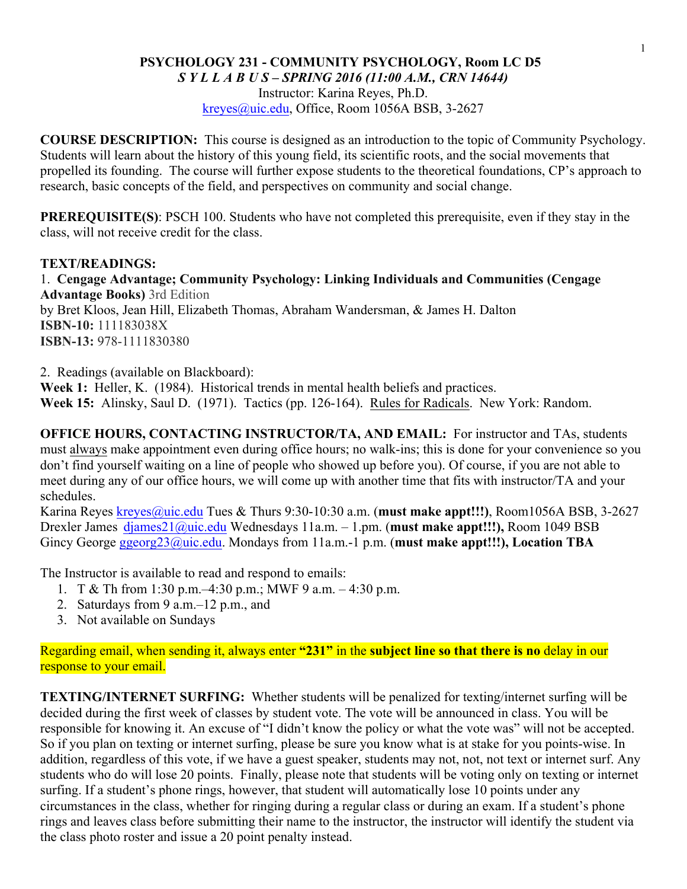# PSYCHOLOGY 231 - COMMUNITY PSYCHOLOGY, Room LC D5

***S Y L L A B U S – SPRING 2016 (11:00 A.M., CRN 14644)***

Instructor: Karina Reyes, Ph.D.

kreyes@uic.edu, Office, Room 1056A BSB, 3-2627

**COURSE DESCRIPTION:** This course is designed as an introduction to the topic of Community Psychology. Students will learn about the history of this young field, its scientific roots, and the social movements that propelled its founding. The course will further expose students to the theoretical foundations, CP's approach to research, basic concepts of the field, and perspectives on community and social change.

**PREREQUISITE(S)**: PSCH 100. Students who have not completed this prerequisite, even if they stay in the class, will not receive credit for the class.

**TEXT/READINGS:**

1. **Cengage Advantage; Community Psychology: Linking Individuals and Communities (Cengage Advantage Books)** 3rd Edition
by Bret Kloos, Jean Hill, Elizabeth Thomas, Abraham Wandersman, & James H. Dalton
**ISBN-10:** 111183038X
**ISBN-13:** 978-1111830380

2. Readings (available on Blackboard):
**Week 1:** Heller, K. (1984). Historical trends in mental health beliefs and practices.
**Week 15:** Alinsky, Saul D. (1971). Tactics (pp. 126-164). Rules for Radicals. New York: Random.

**OFFICE HOURS, CONTACTING INSTRUCTOR/TA, AND EMAIL:** For instructor and TAs, students must always make appointment even during office hours; no walk-ins; this is done for your convenience so you don't find yourself waiting on a line of people who showed up before you). Of course, if you are not able to meet during any of our office hours, we will come up with another time that fits with instructor/TA and your schedules.

Karina Reyes kreyes@uic.edu Tues & Thurs 9:30-10:30 a.m. (**must make appt!!!)**, Room1056A BSB, 3-2627
Drexler James djames21@uic.edu Wednesdays 11a.m. – 1.pm. (**must make appt!!!),** Room 1049 BSB
Gincy George ggeorg23@uic.edu. Mondays from 11a.m.-1 p.m. (**must make appt!!!), Location TBA**

The Instructor is available to read and respond to emails:

1. T & Th from 1:30 p.m.–4:30 p.m.; MWF 9 a.m. – 4:30 p.m.
2. Saturdays from 9 a.m.–12 p.m., and
3. Not available on Sundays

Regarding email, when sending it, always enter **"231"** in the **subject line so that there is no** delay in our response to your email.

**TEXTING/INTERNET SURFING:** Whether students will be penalized for texting/internet surfing will be decided during the first week of classes by student vote. The vote will be announced in class. You will be responsible for knowing it. An excuse of "I didn't know the policy or what the vote was" will not be accepted. So if you plan on texting or internet surfing, please be sure you know what is at stake for you points-wise. In addition, regardless of this vote, if we have a guest speaker, students may not, not, not text or internet surf. Any students who do will lose 20 points. Finally, please note that students will be voting only on texting or internet surfing. If a student's phone rings, however, that student will automatically lose 10 points under any circumstances in the class, whether for ringing during a regular class or during an exam. If a student's phone rings and leaves class before submitting their name to the instructor, the instructor will identify the student via the class photo roster and issue a 20 point penalty instead.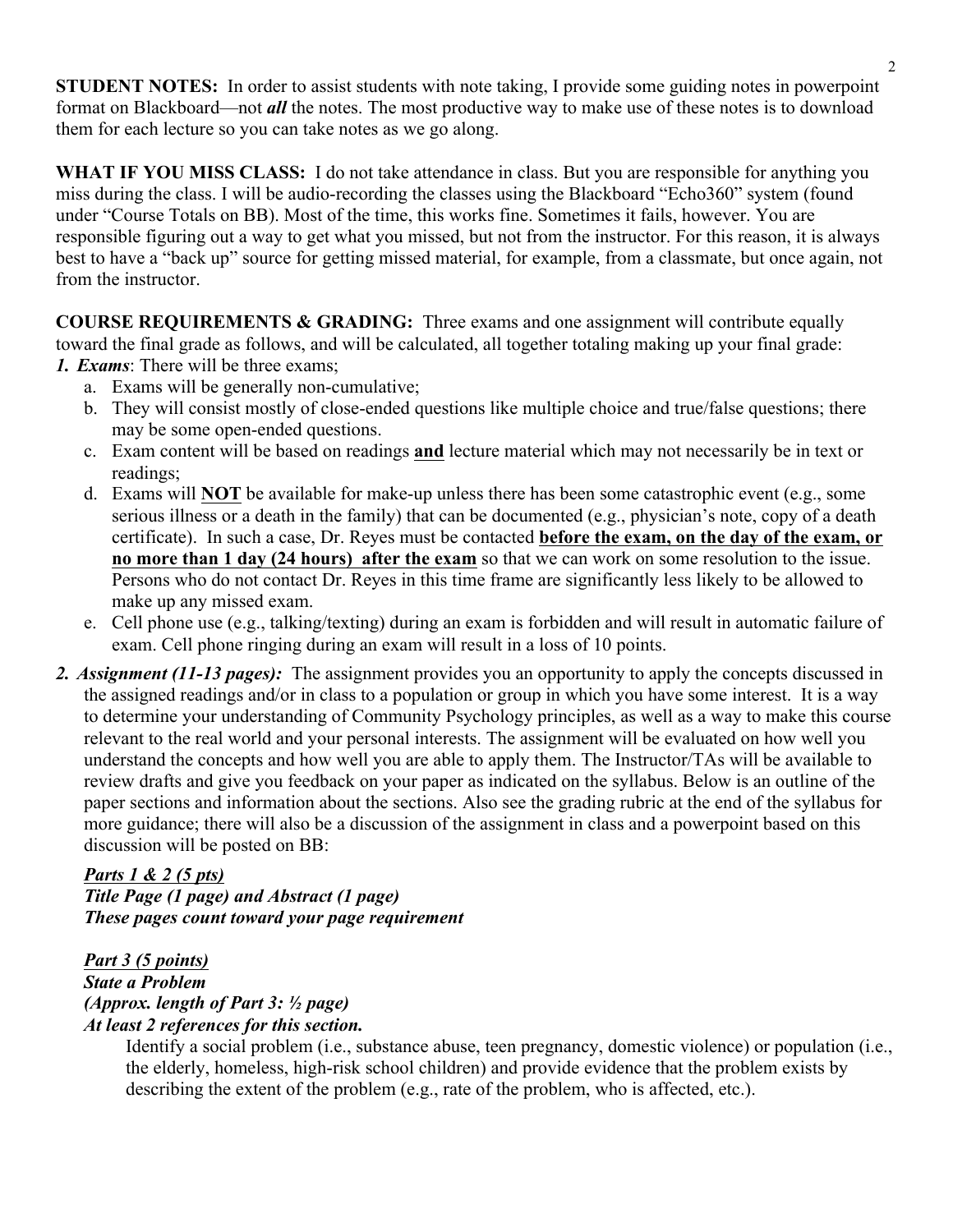**STUDENT NOTES:** In order to assist students with note taking, I provide some guiding notes in powerpoint format on Blackboard—not ***all*** the notes. The most productive way to make use of these notes is to download them for each lecture so you can take notes as we go along.

**WHAT IF YOU MISS CLASS:** I do not take attendance in class. But you are responsible for anything you miss during the class. I will be audio-recording the classes using the Blackboard "Echo360" system (found under "Course Totals on BB). Most of the time, this works fine. Sometimes it fails, however. You are responsible figuring out a way to get what you missed, but not from the instructor. For this reason, it is always best to have a "back up" source for getting missed material, for example, from a classmate, but once again, not from the instructor.

**COURSE REQUIREMENTS & GRADING:** Three exams and one assignment will contribute equally toward the final grade as follows, and will be calculated, all together totaling making up your final grade:

***1. Exams***: There will be three exams;

a. Exams will be generally non-cumulative;
b. They will consist mostly of close-ended questions like multiple choice and true/false questions; there may be some open-ended questions.
c. Exam content will be based on readings <u>**and**</u> lecture material which may not necessarily be in text or readings;
d. Exams will <u>**NOT**</u> be available for make-up unless there has been some catastrophic event (e.g., some serious illness or a death in the family) that can be documented (e.g., physician's note, copy of a death certificate). In such a case, Dr. Reyes must be contacted <u>**before the exam, on the day of the exam, or no more than 1 day (24 hours) after the exam**</u> so that we can work on some resolution to the issue. Persons who do not contact Dr. Reyes in this time frame are significantly less likely to be allowed to make up any missed exam.
e. Cell phone use (e.g., talking/texting) during an exam is forbidden and will result in automatic failure of exam. Cell phone ringing during an exam will result in a loss of 10 points.

***2. Assignment (11-13 pages):*** The assignment provides you an opportunity to apply the concepts discussed in the assigned readings and/or in class to a population or group in which you have some interest. It is a way to determine your understanding of Community Psychology principles, as well as a way to make this course relevant to the real world and your personal interests. The assignment will be evaluated on how well you understand the concepts and how well you are able to apply them. The Instructor/TAs will be available to review drafts and give you feedback on your paper as indicated on the syllabus. Below is an outline of the paper sections and information about the sections. Also see the grading rubric at the end of the syllabus for more guidance; there will also be a discussion of the assignment in class and a powerpoint based on this discussion will be posted on BB:

<u>***Parts 1 & 2 (5 pts)***</u>
***Title Page (1 page) and Abstract (1 page)***
***These pages count toward your page requirement***

<u>***Part 3 (5 points)***</u>
***State a Problem***
***(Approx. length of Part 3: ½ page)***
***At least 2 references for this section.***

Identify a social problem (i.e., substance abuse, teen pregnancy, domestic violence) or population (i.e., the elderly, homeless, high-risk school children) and provide evidence that the problem exists by describing the extent of the problem (e.g., rate of the problem, who is affected, etc.).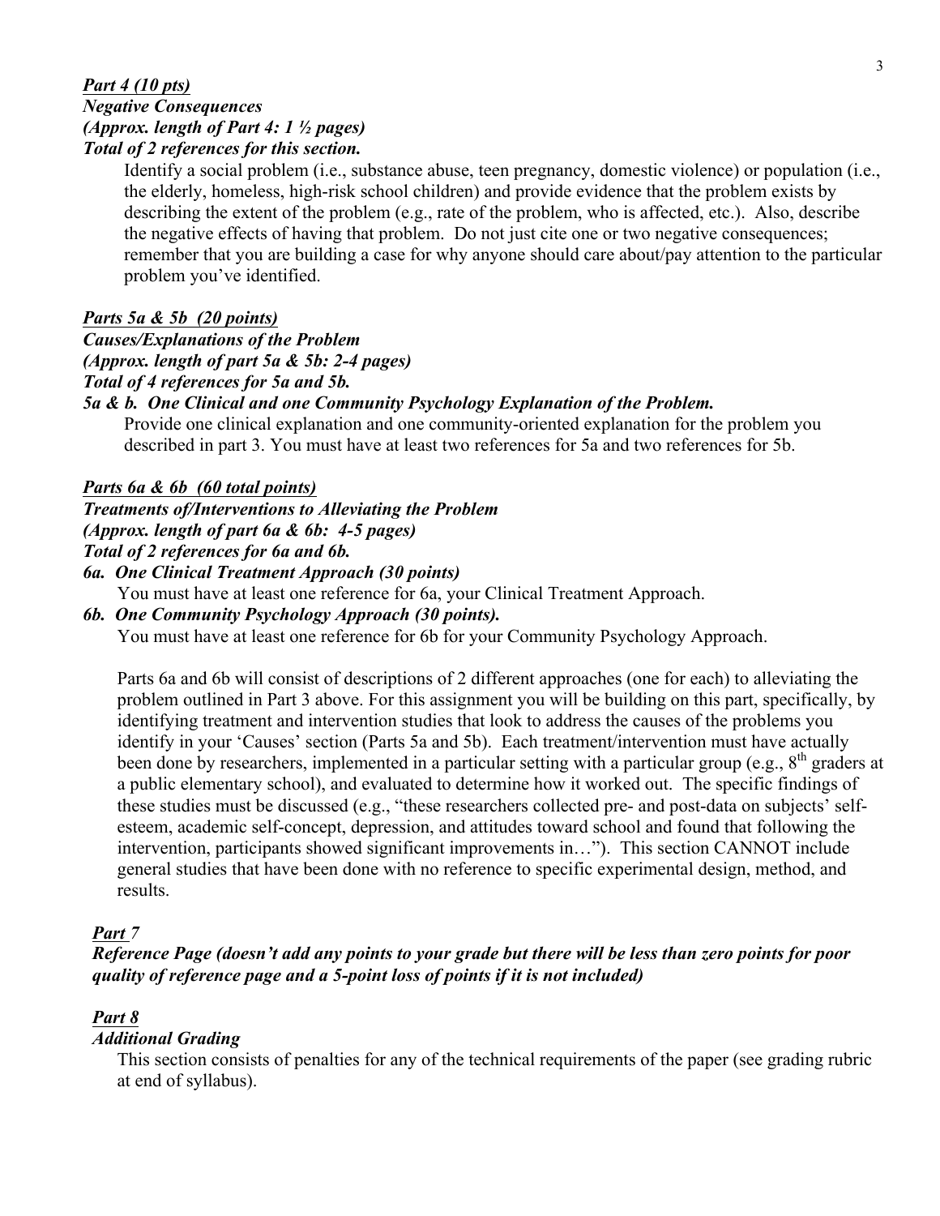***Part 4 (10 pts)***
***Negative Consequences***
***(Approx. length of Part 4: 1 ½ pages)***
***Total of 2 references for this section.***

Identify a social problem (i.e., substance abuse, teen pregnancy, domestic violence) or population (i.e., the elderly, homeless, high-risk school children) and provide evidence that the problem exists by describing the extent of the problem (e.g., rate of the problem, who is affected, etc.). Also, describe the negative effects of having that problem. Do not just cite one or two negative consequences; remember that you are building a case for why anyone should care about/pay attention to the particular problem you've identified.

***Parts 5a & 5b (20 points)***
***Causes/Explanations of the Problem***
***(Approx. length of part 5a & 5b: 2-4 pages)***
***Total of 4 references for 5a and 5b.***
***5a & b. One Clinical and one Community Psychology Explanation of the Problem.***

Provide one clinical explanation and one community-oriented explanation for the problem you described in part 3. You must have at least two references for 5a and two references for 5b.

***Parts 6a & 6b (60 total points)***
***Treatments of/Interventions to Alleviating the Problem***
***(Approx. length of part 6a & 6b: 4-5 pages)***
***Total of 2 references for 6a and 6b.***

***6a. One Clinical Treatment Approach (30 points)***
You must have at least one reference for 6a, your Clinical Treatment Approach.

***6b. One Community Psychology Approach (30 points).***
You must have at least one reference for 6b for your Community Psychology Approach.

Parts 6a and 6b will consist of descriptions of 2 different approaches (one for each) to alleviating the problem outlined in Part 3 above. For this assignment you will be building on this part, specifically, by identifying treatment and intervention studies that look to address the causes of the problems you identify in your 'Causes' section (Parts 5a and 5b). Each treatment/intervention must have actually been done by researchers, implemented in a particular setting with a particular group (e.g., 8th graders at a public elementary school), and evaluated to determine how it worked out. The specific findings of these studies must be discussed (e.g., "these researchers collected pre- and post-data on subjects' self-esteem, academic self-concept, depression, and attitudes toward school and found that following the intervention, participants showed significant improvements in…"). This section CANNOT include general studies that have been done with no reference to specific experimental design, method, and results.

***Part 7***
***Reference Page (doesn't add any points to your grade but there will be less than zero points for poor quality of reference page and a 5-point loss of points if it is not included)***

***Part 8***
***Additional Grading***

This section consists of penalties for any of the technical requirements of the paper (see grading rubric at end of syllabus).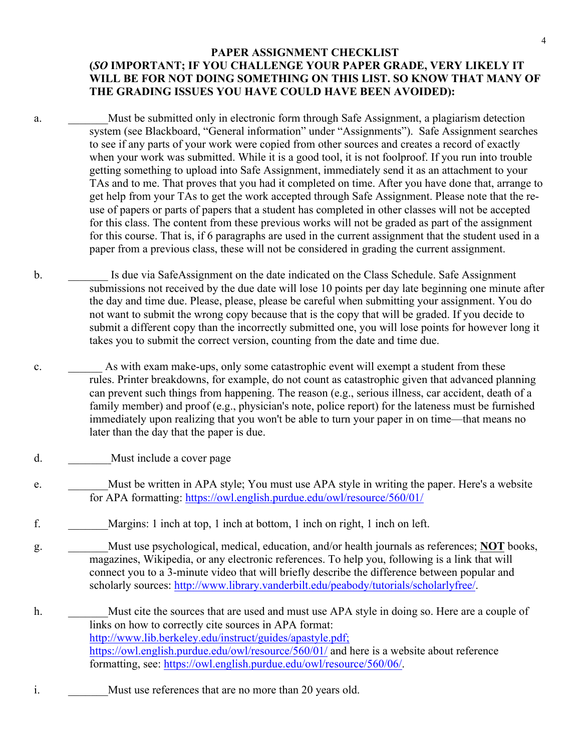## PAPER ASSIGNMENT CHECKLIST

**(*SO* IMPORTANT; IF YOU CHALLENGE YOUR PAPER GRADE, VERY LIKELY IT WILL BE FOR NOT DOING SOMETHING ON THIS LIST. SO KNOW THAT MANY OF THE GRADING ISSUES YOU HAVE COULD HAVE BEEN AVOIDED):**

a. _______Must be submitted only in electronic form through Safe Assignment, a plagiarism detection system (see Blackboard, "General information" under "Assignments"). Safe Assignment searches to see if any parts of your work were copied from other sources and creates a record of exactly when your work was submitted. While it is a good tool, it is not foolproof. If you run into trouble getting something to upload into Safe Assignment, immediately send it as an attachment to your TAs and to me. That proves that you had it completed on time. After you have done that, arrange to get help from your TAs to get the work accepted through Safe Assignment. Please note that the re-use of papers or parts of papers that a student has completed in other classes will not be accepted for this class. The content from these previous works will not be graded as part of the assignment for this course. That is, if 6 paragraphs are used in the current assignment that the student used in a paper from a previous class, these will not be considered in grading the current assignment.

b. _______ Is due via SafeAssignment on the date indicated on the Class Schedule. Safe Assignment submissions not received by the due date will lose 10 points per day late beginning one minute after the day and time due. Please, please, please be careful when submitting your assignment. You do not want to submit the wrong copy because that is the copy that will be graded. If you decide to submit a different copy than the incorrectly submitted one, you will lose points for however long it takes you to submit the correct version, counting from the date and time due.

c. ______ As with exam make-ups, only some catastrophic event will exempt a student from these rules. Printer breakdowns, for example, do not count as catastrophic given that advanced planning can prevent such things from happening. The reason (e.g., serious illness, car accident, death of a family member) and proof (e.g., physician's note, police report) for the lateness must be furnished immediately upon realizing that you won't be able to turn your paper in on time—that means no later than the day that the paper is due.

d. ________Must include a cover page

e. _______Must be written in APA style; You must use APA style in writing the paper. Here's a website for APA formatting: https://owl.english.purdue.edu/owl/resource/560/01/

f. _______Margins: 1 inch at top, 1 inch at bottom, 1 inch on right, 1 inch on left.

g. _______Must use psychological, medical, education, and/or health journals as references; **NOT** books, magazines, Wikipedia, or any electronic references. To help you, following is a link that will connect you to a 3-minute video that will briefly describe the difference between popular and scholarly sources: http://www.library.vanderbilt.edu/peabody/tutorials/scholarlyfree/.

h. _______Must cite the sources that are used and must use APA style in doing so. Here are a couple of links on how to correctly cite sources in APA format: http://www.lib.berkeley.edu/instruct/guides/apastyle.pdf; https://owl.english.purdue.edu/owl/resource/560/01/ and here is a website about reference formatting, see: https://owl.english.purdue.edu/owl/resource/560/06/.

i. _______Must use references that are no more than 20 years old.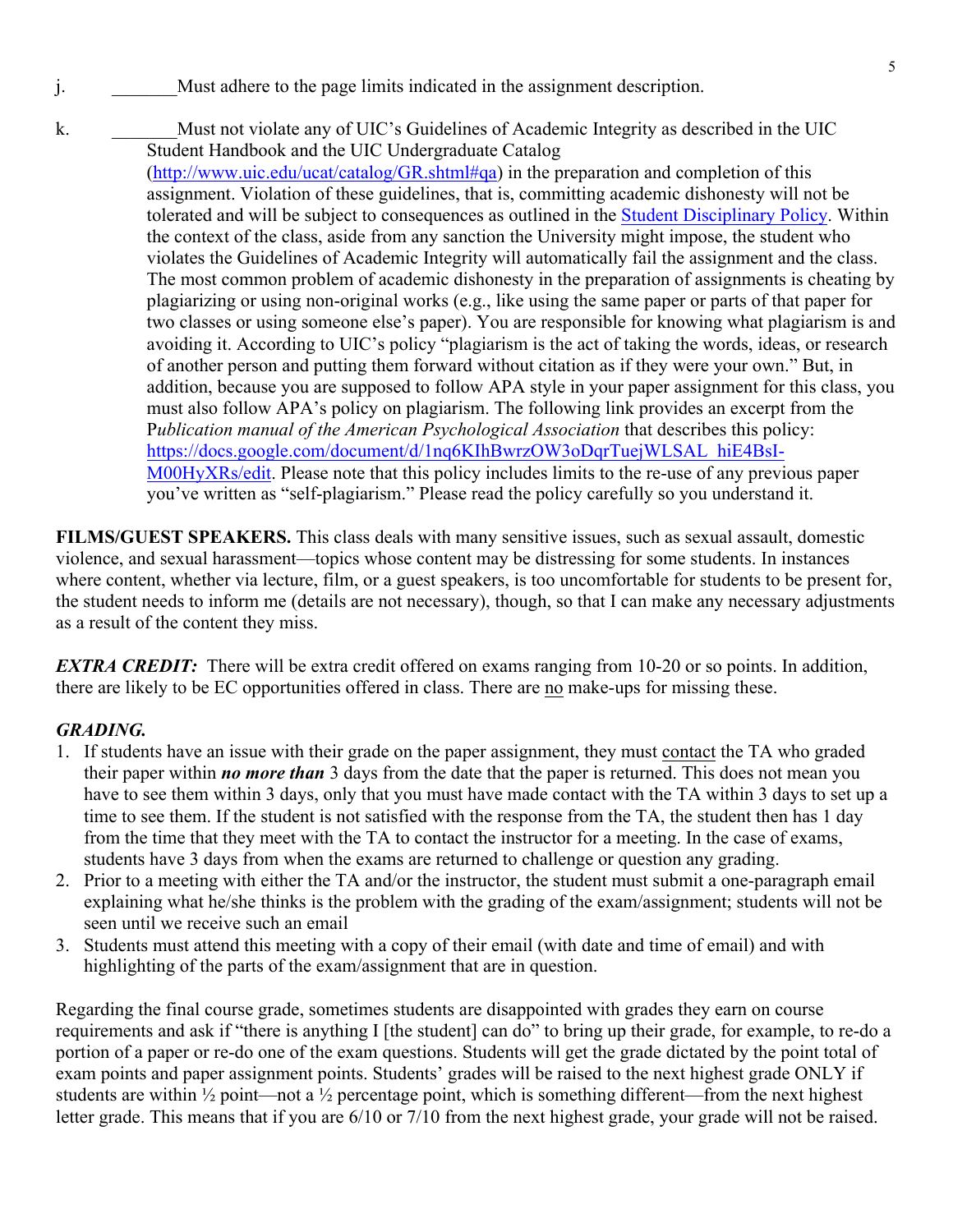j. _______Must adhere to the page limits indicated in the assignment description.

k. _______Must not violate any of UIC's Guidelines of Academic Integrity as described in the UIC Student Handbook and the UIC Undergraduate Catalog (http://www.uic.edu/ucat/catalog/GR.shtml#qa) in the preparation and completion of this assignment. Violation of these guidelines, that is, committing academic dishonesty will not be tolerated and will be subject to consequences as outlined in the Student Disciplinary Policy. Within the context of the class, aside from any sanction the University might impose, the student who violates the Guidelines of Academic Integrity will automatically fail the assignment and the class. The most common problem of academic dishonesty in the preparation of assignments is cheating by plagiarizing or using non-original works (e.g., like using the same paper or parts of that paper for two classes or using someone else's paper). You are responsible for knowing what plagiarism is and avoiding it. According to UIC's policy "plagiarism is the act of taking the words, ideas, or research of another person and putting them forward without citation as if they were your own." But, in addition, because you are supposed to follow APA style in your paper assignment for this class, you must also follow APA's policy on plagiarism. The following link provides an excerpt from the P*ublication manual of the American Psychological Association* that describes this policy: https://docs.google.com/document/d/1nq6KIhBwrzOW3oDqrTuejWLSAL_hiE4BsI-M00HyXRs/edit. Please note that this policy includes limits to the re-use of any previous paper you've written as "self-plagiarism." Please read the policy carefully so you understand it.

**FILMS/GUEST SPEAKERS.** This class deals with many sensitive issues, such as sexual assault, domestic violence, and sexual harassment—topics whose content may be distressing for some students. In instances where content, whether via lecture, film, or a guest speakers, is too uncomfortable for students to be present for, the student needs to inform me (details are not necessary), though, so that I can make any necessary adjustments as a result of the content they miss.

***EXTRA CREDIT:*** There will be extra credit offered on exams ranging from 10-20 or so points. In addition, there are likely to be EC opportunities offered in class. There are no make-ups for missing these.

***GRADING.***

1. If students have an issue with their grade on the paper assignment, they must contact the TA who graded their paper within ***no more than*** 3 days from the date that the paper is returned. This does not mean you have to see them within 3 days, only that you must have made contact with the TA within 3 days to set up a time to see them. If the student is not satisfied with the response from the TA, the student then has 1 day from the time that they meet with the TA to contact the instructor for a meeting. In the case of exams, students have 3 days from when the exams are returned to challenge or question any grading.
2. Prior to a meeting with either the TA and/or the instructor, the student must submit a one-paragraph email explaining what he/she thinks is the problem with the grading of the exam/assignment; students will not be seen until we receive such an email
3. Students must attend this meeting with a copy of their email (with date and time of email) and with highlighting of the parts of the exam/assignment that are in question.

Regarding the final course grade, sometimes students are disappointed with grades they earn on course requirements and ask if "there is anything I [the student] can do" to bring up their grade, for example, to re-do a portion of a paper or re-do one of the exam questions. Students will get the grade dictated by the point total of exam points and paper assignment points. Students' grades will be raised to the next highest grade ONLY if students are within ½ point—not a ½ percentage point, which is something different—from the next highest letter grade. This means that if you are 6/10 or 7/10 from the next highest grade, your grade will not be raised.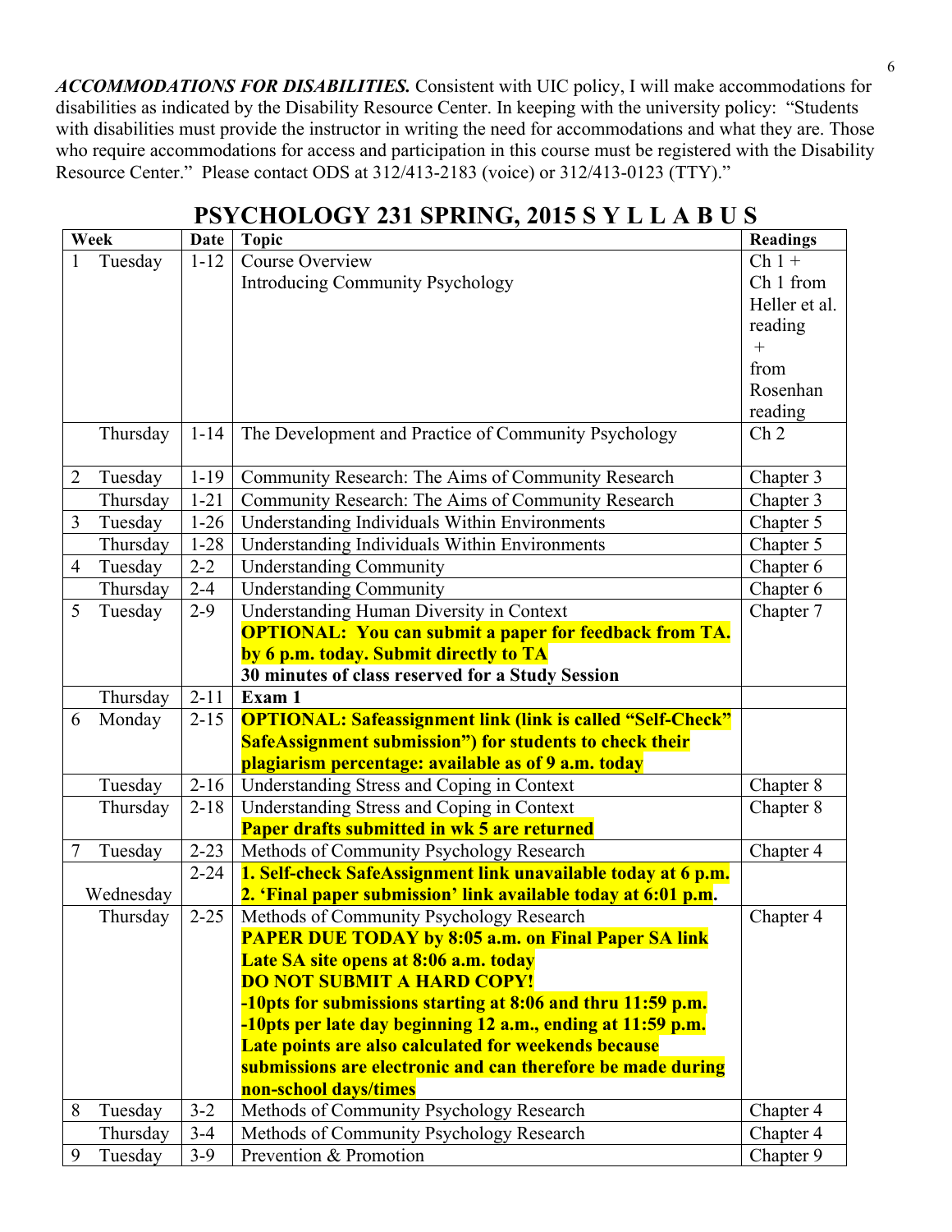***ACCOMMODATIONS FOR DISABILITIES.*** Consistent with UIC policy, I will make accommodations for disabilities as indicated by the Disability Resource Center. In keeping with the university policy: "Students with disabilities must provide the instructor in writing the need for accommodations and what they are. Those who require accommodations for access and participation in this course must be registered with the Disability Resource Center." Please contact ODS at 312/413-2183 (voice) or 312/413-0123 (TTY)."

# PSYCHOLOGY 231 SPRING, 2015 S Y L L A B U S

| Week | | Date | Topic | Readings |
|---|---|---|---|---|
| 1 | Tuesday | 1-12 | Course Overview<br>Introducing Community Psychology | Ch 1 + Ch 1 from Heller et al. reading + from Rosenhan reading |
| | Thursday | 1-14 | The Development and Practice of Community Psychology | Ch 2 |
| 2 | Tuesday | 1-19 | Community Research: The Aims of Community Research | Chapter 3 |
| | Thursday | 1-21 | Community Research: The Aims of Community Research | Chapter 3 |
| 3 | Tuesday | 1-26 | Understanding Individuals Within Environments | Chapter 5 |
| | Thursday | 1-28 | Understanding Individuals Within Environments | Chapter 5 |
| 4 | Tuesday | 2-2 | Understanding Community | Chapter 6 |
| | Thursday | 2-4 | Understanding Community | Chapter 6 |
| 5 | Tuesday | 2-9 | Understanding Human Diversity in Context<br>**OPTIONAL: You can submit a paper for feedback from TA. by 6 p.m. today. Submit directly to TA**<br>**30 minutes of class reserved for a Study Session** | Chapter 7 |
| | Thursday | 2-11 | **Exam 1** | |
| 6 | Monday | 2-15 | **OPTIONAL: Safeassignment link (link is called "Self-Check" SafeAssignment submission") for students to check their plagiarism percentage: available as of 9 a.m. today** | |
| | Tuesday | 2-16 | Understanding Stress and Coping in Context | Chapter 8 |
| | Thursday | 2-18 | Understanding Stress and Coping in Context<br>**Paper drafts submitted in wk 5 are returned** | Chapter 8 |
| 7 | Tuesday | 2-23 | Methods of Community Psychology Research | Chapter 4 |
| | Wednesday | 2-24 | **1. Self-check SafeAssignment link unavailable today at 6 p.m.**<br>**2. 'Final paper submission' link available today at 6:01 p.m.** | |
| | Thursday | 2-25 | Methods of Community Psychology Research<br>**PAPER DUE TODAY by 8:05 a.m. on Final Paper SA link**<br>**Late SA site opens at 8:06 a.m. today**<br>**DO NOT SUBMIT A HARD COPY!**<br>**-10pts for submissions starting at 8:06 and thru 11:59 p.m.**<br>**-10pts per late day beginning 12 a.m., ending at 11:59 p.m.**<br>**Late points are also calculated for weekends because submissions are electronic and can therefore be made during non-school days/times** | Chapter 4 |
| 8 | Tuesday | 3-2 | Methods of Community Psychology Research | Chapter 4 |
| | Thursday | 3-4 | Methods of Community Psychology Research | Chapter 4 |
| 9 | Tuesday | 3-9 | Prevention & Promotion | Chapter 9 |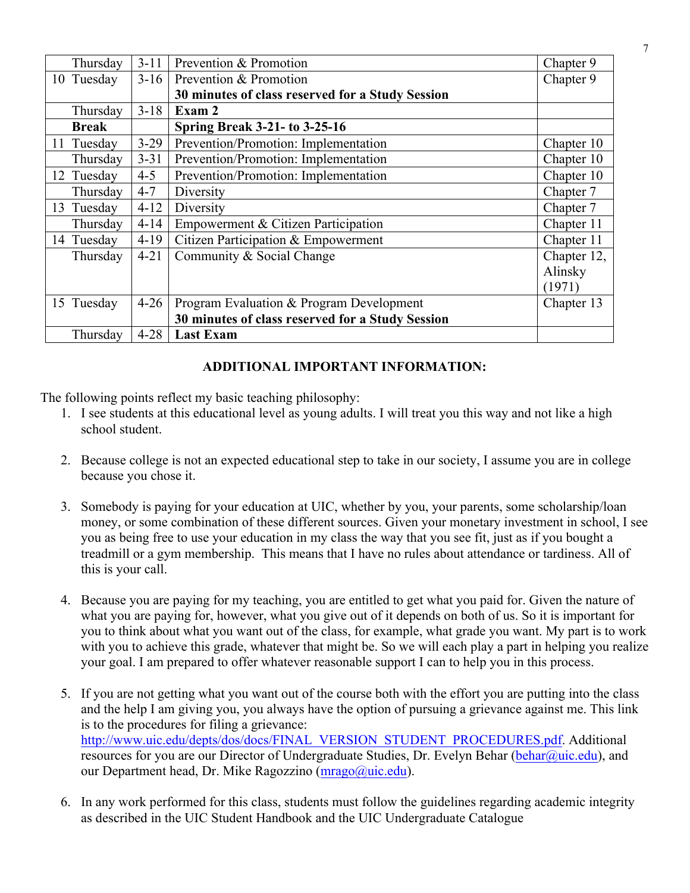| | | | |
|---|---|---|---|
| Thursday | 3-11 | Prevention & Promotion | Chapter 9 |
| 10 Tuesday | 3-16 | Prevention & Promotion<br>**30 minutes of class reserved for a Study Session** | Chapter 9 |
| Thursday | 3-18 | **Exam 2** | |
| **Break** | | **Spring Break 3-21- to 3-25-16** | |
| 11 Tuesday | 3-29 | Prevention/Promotion: Implementation | Chapter 10 |
| Thursday | 3-31 | Prevention/Promotion: Implementation | Chapter 10 |
| 12 Tuesday | 4-5 | Prevention/Promotion: Implementation | Chapter 10 |
| Thursday | 4-7 | Diversity | Chapter 7 |
| 13 Tuesday | 4-12 | Diversity | Chapter 7 |
| Thursday | 4-14 | Empowerment & Citizen Participation | Chapter 11 |
| 14 Tuesday | 4-19 | Citizen Participation & Empowerment | Chapter 11 |
| Thursday | 4-21 | Community & Social Change | Chapter 12, Alinsky (1971) |
| 15 Tuesday | 4-26 | Program Evaluation & Program Development<br>**30 minutes of class reserved for a Study Session** | Chapter 13 |
| Thursday | 4-28 | **Last Exam** | |

**ADDITIONAL IMPORTANT INFORMATION:**

The following points reflect my basic teaching philosophy:

1. I see students at this educational level as young adults. I will treat you this way and not like a high school student.

2. Because college is not an expected educational step to take in our society, I assume you are in college because you chose it.

3. Somebody is paying for your education at UIC, whether by you, your parents, some scholarship/loan money, or some combination of these different sources. Given your monetary investment in school, I see you as being free to use your education in my class the way that you see fit, just as if you bought a treadmill or a gym membership. This means that I have no rules about attendance or tardiness. All of this is your call.

4. Because you are paying for my teaching, you are entitled to get what you paid for. Given the nature of what you are paying for, however, what you give out of it depends on both of us. So it is important for you to think about what you want out of the class, for example, what grade you want. My part is to work with you to achieve this grade, whatever that might be. So we will each play a part in helping you realize your goal. I am prepared to offer whatever reasonable support I can to help you in this process.

5. If you are not getting what you want out of the course both with the effort you are putting into the class and the help I am giving you, you always have the option of pursuing a grievance against me. This link is to the procedures for filing a grievance: http://www.uic.edu/depts/dos/docs/FINAL_VERSION_STUDENT_PROCEDURES.pdf. Additional resources for you are our Director of Undergraduate Studies, Dr. Evelyn Behar (behar@uic.edu), and our Department head, Dr. Mike Ragozzino (mrago@uic.edu).

6. In any work performed for this class, students must follow the guidelines regarding academic integrity as described in the UIC Student Handbook and the UIC Undergraduate Catalogue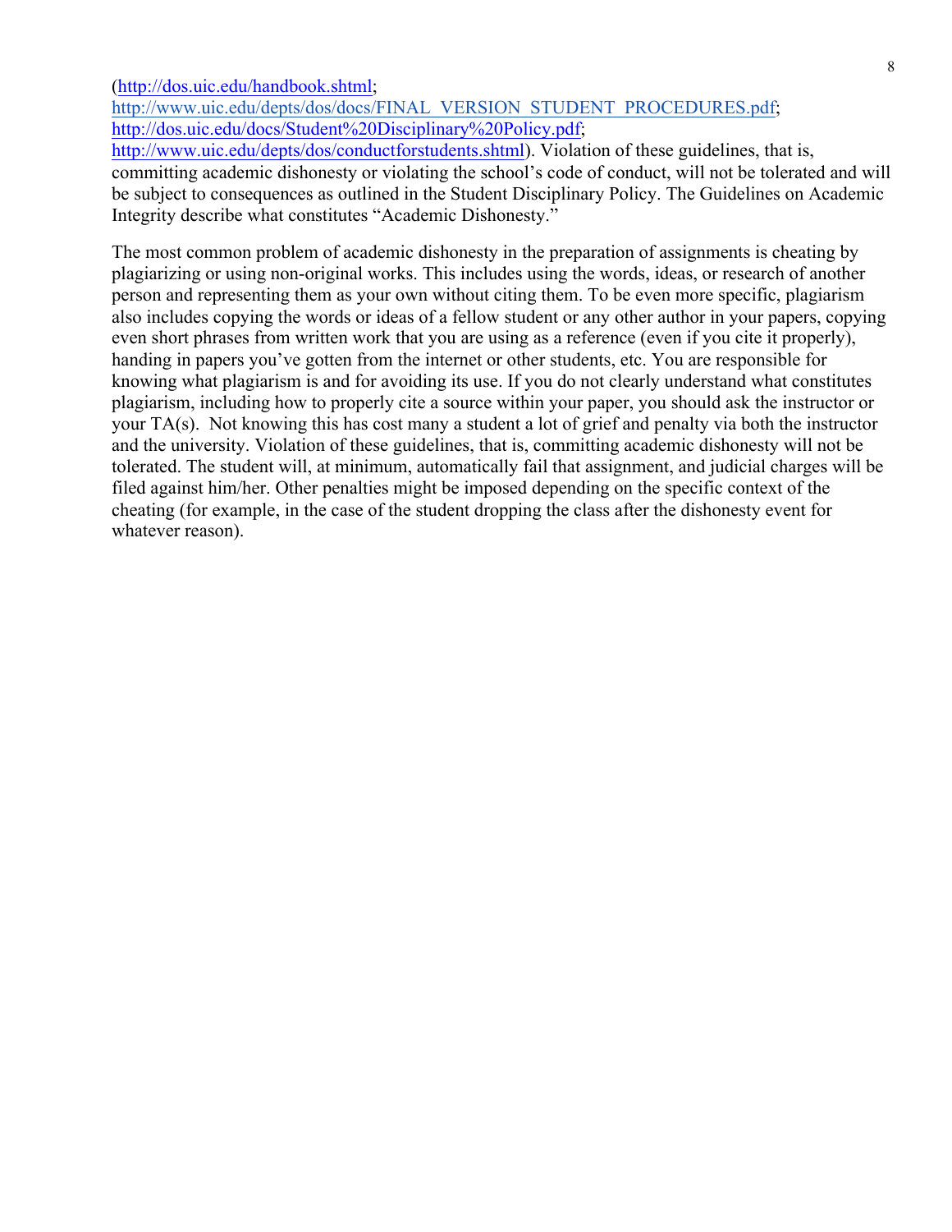(http://dos.uic.edu/handbook.shtml; http://www.uic.edu/depts/dos/docs/FINAL_VERSION_STUDENT_PROCEDURES.pdf; http://dos.uic.edu/docs/Student%20Disciplinary%20Policy.pdf; http://www.uic.edu/depts/dos/conductforstudents.shtml). Violation of these guidelines, that is, committing academic dishonesty or violating the school's code of conduct, will not be tolerated and will be subject to consequences as outlined in the Student Disciplinary Policy. The Guidelines on Academic Integrity describe what constitutes "Academic Dishonesty."

The most common problem of academic dishonesty in the preparation of assignments is cheating by plagiarizing or using non-original works. This includes using the words, ideas, or research of another person and representing them as your own without citing them. To be even more specific, plagiarism also includes copying the words or ideas of a fellow student or any other author in your papers, copying even short phrases from written work that you are using as a reference (even if you cite it properly), handing in papers you've gotten from the internet or other students, etc. You are responsible for knowing what plagiarism is and for avoiding its use. If you do not clearly understand what constitutes plagiarism, including how to properly cite a source within your paper, you should ask the instructor or your TA(s). Not knowing this has cost many a student a lot of grief and penalty via both the instructor and the university. Violation of these guidelines, that is, committing academic dishonesty will not be tolerated. The student will, at minimum, automatically fail that assignment, and judicial charges will be filed against him/her. Other penalties might be imposed depending on the specific context of the cheating (for example, in the case of the student dropping the class after the dishonesty event for whatever reason).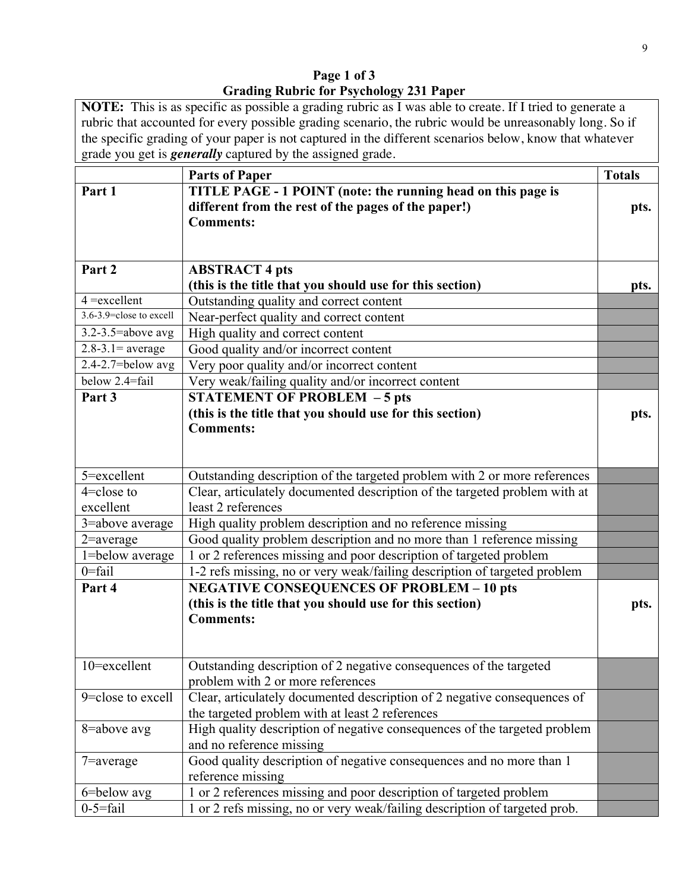**Page 1 of 3**
**Grading Rubric for Psychology 231 Paper**

**NOTE:** This is as specific as possible a grading rubric as I was able to create. If I tried to generate a rubric that accounted for every possible grading scenario, the rubric would be unreasonably long. So if the specific grading of your paper is not captured in the different scenarios below, know that whatever grade you get is ***generally*** captured by the assigned grade.

| | Parts of Paper | Totals |
|---|---|---|
| **Part 1** | **TITLE PAGE - 1 POINT (note: the running head on this page is different from the rest of the pages of the paper!)**<br>**Comments:** | **pts.** |
| **Part 2** | **ABSTRACT 4 pts**<br>**(this is the title that you should use for this section)** | **pts.** |
| 4 =excellent | Outstanding quality and correct content | |
| 3.6-3.9=close to excell | Near-perfect quality and correct content | |
| 3.2-3.5=above avg | High quality and correct content | |
| 2.8-3.1= average | Good quality and/or incorrect content | |
| 2.4-2.7=below avg | Very poor quality and/or incorrect content | |
| below 2.4=fail | Very weak/failing quality and/or incorrect content | |
| **Part 3** | **STATEMENT OF PROBLEM – 5 pts**<br>**(this is the title that you should use for this section)**<br>**Comments:** | **pts.** |
| 5=excellent | Outstanding description of the targeted problem with 2 or more references | |
| 4=close to excellent | Clear, articulately documented description of the targeted problem with at least 2 references | |
| 3=above average | High quality problem description and no reference missing | |
| 2=average | Good quality problem description and no more than 1 reference missing | |
| 1=below average | 1 or 2 references missing and poor description of targeted problem | |
| 0=fail | 1-2 refs missing, no or very weak/failing description of targeted problem | |
| **Part 4** | **NEGATIVE CONSEQUENCES OF PROBLEM – 10 pts**<br>**(this is the title that you should use for this section)**<br>**Comments:** | **pts.** |
| 10=excellent | Outstanding description of 2 negative consequences of the targeted problem with 2 or more references | |
| 9=close to excell | Clear, articulately documented description of 2 negative consequences of the targeted problem with at least 2 references | |
| 8=above avg | High quality description of negative consequences of the targeted problem and no reference missing | |
| 7=average | Good quality description of negative consequences and no more than 1 reference missing | |
| 6=below avg | 1 or 2 references missing and poor description of targeted problem | |
| 0-5=fail | 1 or 2 refs missing, no or very weak/failing description of targeted prob. | |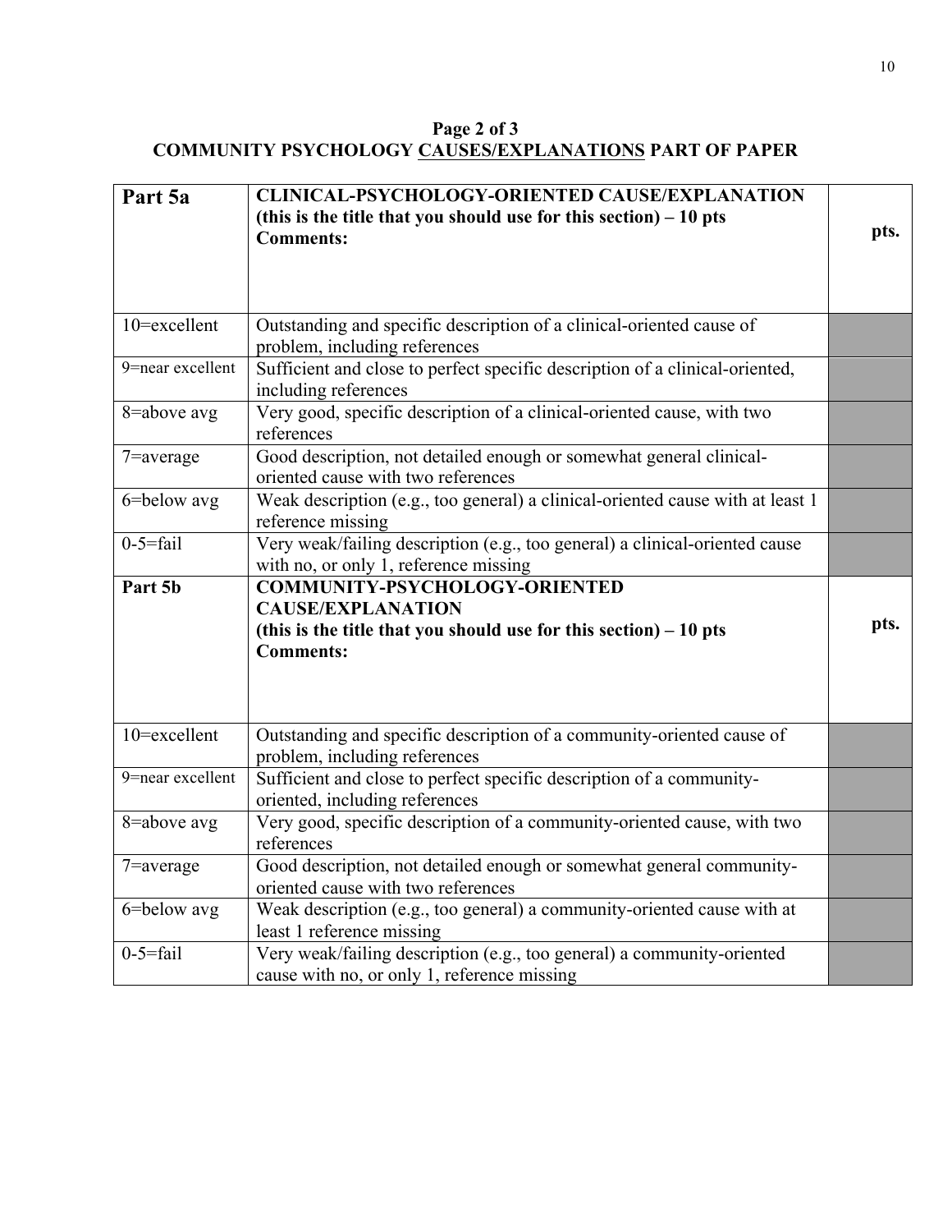**Page 2 of 3**
**COMMUNITY PSYCHOLOGY <u>CAUSES/EXPLANATIONS</u> PART OF PAPER**

| **Part 5a** | **CLINICAL-PSYCHOLOGY-ORIENTED CAUSE/EXPLANATION (this is the title that you should use for this section) – 10 pts**<br>**Comments:** | **pts.** |
|---|---|---|
| 10=excellent | Outstanding and specific description of a clinical-oriented cause of problem, including references | |
| 9=near excellent | Sufficient and close to perfect specific description of a clinical-oriented, including references | |
| 8=above avg | Very good, specific description of a clinical-oriented cause, with two references | |
| 7=average | Good description, not detailed enough or somewhat general clinical-oriented cause with two references | |
| 6=below avg | Weak description (e.g., too general) a clinical-oriented cause with at least 1 reference missing | |
| 0-5=fail | Very weak/failing description (e.g., too general) a clinical-oriented cause with no, or only 1, reference missing | |
| **Part 5b** | **COMMUNITY-PSYCHOLOGY-ORIENTED CAUSE/EXPLANATION (this is the title that you should use for this section) – 10 pts**<br>**Comments:** | **pts.** |
| 10=excellent | Outstanding and specific description of a community-oriented cause of problem, including references | |
| 9=near excellent | Sufficient and close to perfect specific description of a community-oriented, including references | |
| 8=above avg | Very good, specific description of a community-oriented cause, with two references | |
| 7=average | Good description, not detailed enough or somewhat general community-oriented cause with two references | |
| 6=below avg | Weak description (e.g., too general) a community-oriented cause with at least 1 reference missing | |
| 0-5=fail | Very weak/failing description (e.g., too general) a community-oriented cause with no, or only 1, reference missing | |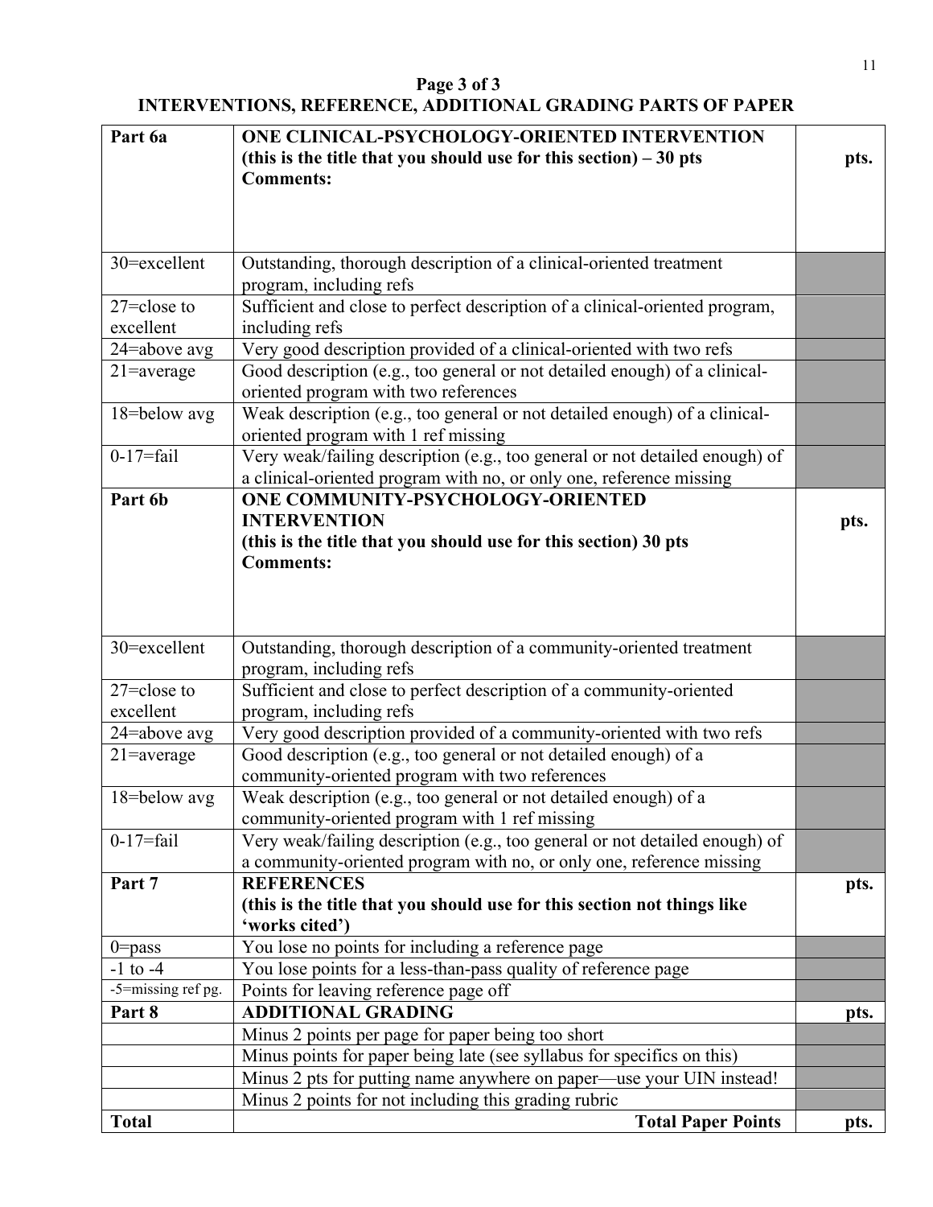**Page 3 of 3**

**INTERVENTIONS, REFERENCE, ADDITIONAL GRADING PARTS OF PAPER**

| | | |
|---|---|---|
| **Part 6a** | **ONE CLINICAL-PSYCHOLOGY-ORIENTED INTERVENTION (this is the title that you should use for this section) – 30 pts Comments:** | **pts.** |
| 30=excellent | Outstanding, thorough description of a clinical-oriented treatment program, including refs | |
| 27=close to excellent | Sufficient and close to perfect description of a clinical-oriented program, including refs | |
| 24=above avg | Very good description provided of a clinical-oriented with two refs | |
| 21=average | Good description (e.g., too general or not detailed enough) of a clinical-oriented program with two references | |
| 18=below avg | Weak description (e.g., too general or not detailed enough) of a clinical-oriented program with 1 ref missing | |
| 0-17=fail | Very weak/failing description (e.g., too general or not detailed enough) of a clinical-oriented program with no, or only one, reference missing | |
| **Part 6b** | **ONE COMMUNITY-PSYCHOLOGY-ORIENTED INTERVENTION (this is the title that you should use for this section) 30 pts Comments:** | **pts.** |
| 30=excellent | Outstanding, thorough description of a community-oriented treatment program, including refs | |
| 27=close to excellent | Sufficient and close to perfect description of a community-oriented program, including refs | |
| 24=above avg | Very good description provided of a community-oriented with two refs | |
| 21=average | Good description (e.g., too general or not detailed enough) of a community-oriented program with two references | |
| 18=below avg | Weak description (e.g., too general or not detailed enough) of a community-oriented program with 1 ref missing | |
| 0-17=fail | Very weak/failing description (e.g., too general or not detailed enough) of a community-oriented program with no, or only one, reference missing | |
| **Part 7** | **REFERENCES (this is the title that you should use for this section not things like 'works cited')** | **pts.** |
| 0=pass | You lose no points for including a reference page | |
| -1 to -4 | You lose points for a less-than-pass quality of reference page | |
| -5=missing ref pg. | Points for leaving reference page off | |
| **Part 8** | **ADDITIONAL GRADING** | **pts.** |
| | Minus 2 points per page for paper being too short | |
| | Minus points for paper being late (see syllabus for specifics on this) | |
| | Minus 2 pts for putting name anywhere on paper—use your UIN instead! | |
| | Minus 2 points for not including this grading rubric | |
| **Total** | **Total Paper Points** | **pts.** |